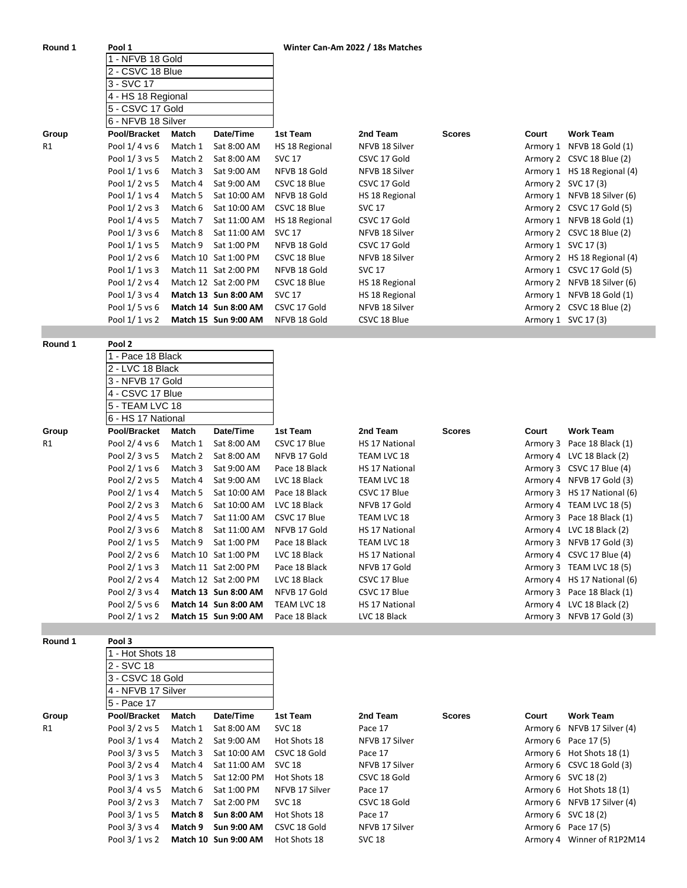**Round 1** **Pool 1** **Winter Can-Am 2022 / 18s Matches**

| |
|---|
| 1 - NFVB 18 Gold |
| 2 - CSVC 18 Blue |
| 3 - SVC 17 |
| 4 - HS 18 Regional |
| 5 - CSVC 17 Gold |
| 6 - NFVB 18 Silver |

| Group | Pool/Bracket | Match | Date/Time | 1st Team | 2nd Team | Scores | Court | Work Team |
|---|---|---|---|---|---|---|---|---|
| R1 | Pool 1/ 4 vs 6 | Match 1 | Sat 8:00 AM | HS 18 Regional | NFVB 18 Silver | | Armory 1 | NFVB 18 Gold (1) |
| | Pool 1/ 3 vs 5 | Match 2 | Sat 8:00 AM | SVC 17 | CSVC 17 Gold | | Armory 2 | CSVC 18 Blue (2) |
| | Pool 1/ 1 vs 6 | Match 3 | Sat 9:00 AM | NFVB 18 Gold | NFVB 18 Silver | | Armory 1 | HS 18 Regional (4) |
| | Pool 1/ 2 vs 5 | Match 4 | Sat 9:00 AM | CSVC 18 Blue | CSVC 17 Gold | | Armory 2 | SVC 17 (3) |
| | Pool 1/ 1 vs 4 | Match 5 | Sat 10:00 AM | NFVB 18 Gold | HS 18 Regional | | Armory 1 | NFVB 18 Silver (6) |
| | Pool 1/ 2 vs 3 | Match 6 | Sat 10:00 AM | CSVC 18 Blue | SVC 17 | | Armory 2 | CSVC 17 Gold (5) |
| | Pool 1/ 4 vs 5 | Match 7 | Sat 11:00 AM | HS 18 Regional | CSVC 17 Gold | | Armory 1 | NFVB 18 Gold (1) |
| | Pool 1/ 3 vs 6 | Match 8 | Sat 11:00 AM | SVC 17 | NFVB 18 Silver | | Armory 2 | CSVC 18 Blue (2) |
| | Pool 1/ 1 vs 5 | Match 9 | Sat 1:00 PM | NFVB 18 Gold | CSVC 17 Gold | | Armory 1 | SVC 17 (3) |
| | Pool 1/ 2 vs 6 | Match 10 | Sat 1:00 PM | CSVC 18 Blue | NFVB 18 Silver | | Armory 2 | HS 18 Regional (4) |
| | Pool 1/ 1 vs 3 | Match 11 | Sat 2:00 PM | NFVB 18 Gold | SVC 17 | | Armory 1 | CSVC 17 Gold (5) |
| | Pool 1/ 2 vs 4 | Match 12 | Sat 2:00 PM | CSVC 18 Blue | HS 18 Regional | | Armory 2 | NFVB 18 Silver (6) |
| | Pool 1/ 3 vs 4 | **Match 13** | **Sun 8:00 AM** | SVC 17 | HS 18 Regional | | Armory 1 | NFVB 18 Gold (1) |
| | Pool 1/ 5 vs 6 | **Match 14** | **Sun 8:00 AM** | CSVC 17 Gold | NFVB 18 Silver | | Armory 2 | CSVC 18 Blue (2) |
| | Pool 1/ 1 vs 2 | **Match 15** | **Sun 9:00 AM** | NFVB 18 Gold | CSVC 18 Blue | | Armory 1 | SVC 17 (3) |

**Round 1** **Pool 2**

| |
|---|
| 1 - Pace 18 Black |
| 2 - LVC 18 Black |
| 3 - NFVB 17 Gold |
| 4 - CSVC 17 Blue |
| 5 - TEAM LVC 18 |
| 6 - HS 17 National |

| Group | Pool/Bracket | Match | Date/Time | 1st Team | 2nd Team | Scores | Court | Work Team |
|---|---|---|---|---|---|---|---|---|
| R1 | Pool 2/ 4 vs 6 | Match 1 | Sat 8:00 AM | CSVC 17 Blue | HS 17 National | | Armory 3 | Pace 18 Black (1) |
| | Pool 2/ 3 vs 5 | Match 2 | Sat 8:00 AM | NFVB 17 Gold | TEAM LVC 18 | | Armory 4 | LVC 18 Black (2) |
| | Pool 2/ 1 vs 6 | Match 3 | Sat 9:00 AM | Pace 18 Black | HS 17 National | | Armory 3 | CSVC 17 Blue (4) |
| | Pool 2/ 2 vs 5 | Match 4 | Sat 9:00 AM | LVC 18 Black | TEAM LVC 18 | | Armory 4 | NFVB 17 Gold (3) |
| | Pool 2/ 1 vs 4 | Match 5 | Sat 10:00 AM | Pace 18 Black | CSVC 17 Blue | | Armory 3 | HS 17 National (6) |
| | Pool 2/ 2 vs 3 | Match 6 | Sat 10:00 AM | LVC 18 Black | NFVB 17 Gold | | Armory 4 | TEAM LVC 18 (5) |
| | Pool 2/ 4 vs 5 | Match 7 | Sat 11:00 AM | CSVC 17 Blue | TEAM LVC 18 | | Armory 3 | Pace 18 Black (1) |
| | Pool 2/ 3 vs 6 | Match 8 | Sat 11:00 AM | NFVB 17 Gold | HS 17 National | | Armory 4 | LVC 18 Black (2) |
| | Pool 2/ 1 vs 5 | Match 9 | Sat 1:00 PM | Pace 18 Black | TEAM LVC 18 | | Armory 3 | NFVB 17 Gold (3) |
| | Pool 2/ 2 vs 6 | Match 10 | Sat 1:00 PM | LVC 18 Black | HS 17 National | | Armory 4 | CSVC 17 Blue (4) |
| | Pool 2/ 1 vs 3 | Match 11 | Sat 2:00 PM | Pace 18 Black | NFVB 17 Gold | | Armory 3 | TEAM LVC 18 (5) |
| | Pool 2/ 2 vs 4 | Match 12 | Sat 2:00 PM | LVC 18 Black | CSVC 17 Blue | | Armory 4 | HS 17 National (6) |
| | Pool 2/ 3 vs 4 | **Match 13** | **Sun 8:00 AM** | NFVB 17 Gold | CSVC 17 Blue | | Armory 3 | Pace 18 Black (1) |
| | Pool 2/ 5 vs 6 | **Match 14** | **Sun 8:00 AM** | TEAM LVC 18 | HS 17 National | | Armory 4 | LVC 18 Black (2) |
| | Pool 2/ 1 vs 2 | **Match 15** | **Sun 9:00 AM** | Pace 18 Black | LVC 18 Black | | Armory 3 | NFVB 17 Gold (3) |

**Round 1** **Pool 3**

| |
|---|
| 1 - Hot Shots 18 |
| 2 - SVC 18 |
| 3 - CSVC 18 Gold |
| 4 - NFVB 17 Silver |
| 5 - Pace 17 |

| Group | Pool/Bracket | Match | Date/Time | 1st Team | 2nd Team | Scores | Court | Work Team |
|---|---|---|---|---|---|---|---|---|
| R1 | Pool 3/ 2 vs 5 | Match 1 | Sat 8:00 AM | SVC 18 | Pace 17 | | Armory 6 | NFVB 17 Silver (4) |
| | Pool 3/ 1 vs 4 | Match 2 | Sat 9:00 AM | Hot Shots 18 | NFVB 17 Silver | | Armory 6 | Pace 17 (5) |
| | Pool 3/ 3 vs 5 | Match 3 | Sat 10:00 AM | CSVC 18 Gold | Pace 17 | | Armory 6 | Hot Shots 18 (1) |
| | Pool 3/ 2 vs 4 | Match 4 | Sat 11:00 AM | SVC 18 | NFVB 17 Silver | | Armory 6 | CSVC 18 Gold (3) |
| | Pool 3/ 1 vs 3 | Match 5 | Sat 12:00 PM | Hot Shots 18 | CSVC 18 Gold | | Armory 6 | SVC 18 (2) |
| | Pool 3/ 4 vs 5 | Match 6 | Sat 1:00 PM | NFVB 17 Silver | Pace 17 | | Armory 6 | Hot Shots 18 (1) |
| | Pool 3/ 2 vs 3 | Match 7 | Sat 2:00 PM | SVC 18 | CSVC 18 Gold | | Armory 6 | NFVB 17 Silver (4) |
| | Pool 3/ 1 vs 5 | **Match 8** | **Sun 8:00 AM** | Hot Shots 18 | Pace 17 | | Armory 6 | SVC 18 (2) |
| | Pool 3/ 3 vs 4 | **Match 9** | **Sun 9:00 AM** | CSVC 18 Gold | NFVB 17 Silver | | Armory 6 | Pace 17 (5) |
| | Pool 3/ 1 vs 2 | **Match 10** | **Sun 9:00 AM** | Hot Shots 18 | SVC 18 | | Armory 4 | Winner of R1P2M14 |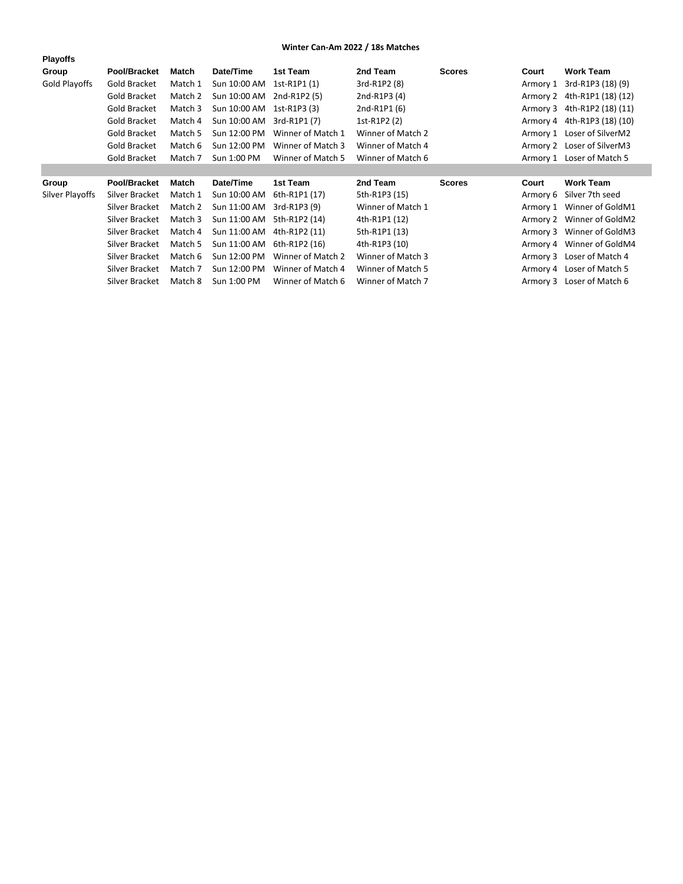**Winter Can-Am 2022 / 18s Matches**

**Playoffs**

| Group | Pool/Bracket | Match | Date/Time | 1st Team | 2nd Team | Scores | Court | Work Team |
|---|---|---|---|---|---|---|---|---|
| Gold Playoffs | Gold Bracket | Match 1 | Sun 10:00 AM | 1st-R1P1 (1) | 3rd-R1P2 (8) | | Armory 1 | 3rd-R1P3 (18) (9) |
| | Gold Bracket | Match 2 | Sun 10:00 AM | 2nd-R1P2 (5) | 2nd-R1P3 (4) | | Armory 2 | 4th-R1P1 (18) (12) |
| | Gold Bracket | Match 3 | Sun 10:00 AM | 1st-R1P3 (3) | 2nd-R1P1 (6) | | Armory 3 | 4th-R1P2 (18) (11) |
| | Gold Bracket | Match 4 | Sun 10:00 AM | 3rd-R1P1 (7) | 1st-R1P2 (2) | | Armory 4 | 4th-R1P3 (18) (10) |
| | Gold Bracket | Match 5 | Sun 12:00 PM | Winner of Match 1 | Winner of Match 2 | | Armory 1 | Loser of SilverM2 |
| | Gold Bracket | Match 6 | Sun 12:00 PM | Winner of Match 3 | Winner of Match 4 | | Armory 2 | Loser of SilverM3 |
| | Gold Bracket | Match 7 | Sun 1:00 PM | Winner of Match 5 | Winner of Match 6 | | Armory 1 | Loser of Match 5 |

| Group | Pool/Bracket | Match | Date/Time | 1st Team | 2nd Team | Scores | Court | Work Team |
|---|---|---|---|---|---|---|---|---|
| Silver Playoffs | Silver Bracket | Match 1 | Sun 10:00 AM | 6th-R1P1 (17) | 5th-R1P3 (15) | | Armory 6 | Silver 7th seed |
| | Silver Bracket | Match 2 | Sun 11:00 AM | 3rd-R1P3 (9) | Winner of Match 1 | | Armory 1 | Winner of GoldM1 |
| | Silver Bracket | Match 3 | Sun 11:00 AM | 5th-R1P2 (14) | 4th-R1P1 (12) | | Armory 2 | Winner of GoldM2 |
| | Silver Bracket | Match 4 | Sun 11:00 AM | 4th-R1P2 (11) | 5th-R1P1 (13) | | Armory 3 | Winner of GoldM3 |
| | Silver Bracket | Match 5 | Sun 11:00 AM | 6th-R1P2 (16) | 4th-R1P3 (10) | | Armory 4 | Winner of GoldM4 |
| | Silver Bracket | Match 6 | Sun 12:00 PM | Winner of Match 2 | Winner of Match 3 | | Armory 3 | Loser of Match 4 |
| | Silver Bracket | Match 7 | Sun 12:00 PM | Winner of Match 4 | Winner of Match 5 | | Armory 4 | Loser of Match 5 |
| | Silver Bracket | Match 8 | Sun 1:00 PM | Winner of Match 6 | Winner of Match 7 | | Armory 3 | Loser of Match 6 |